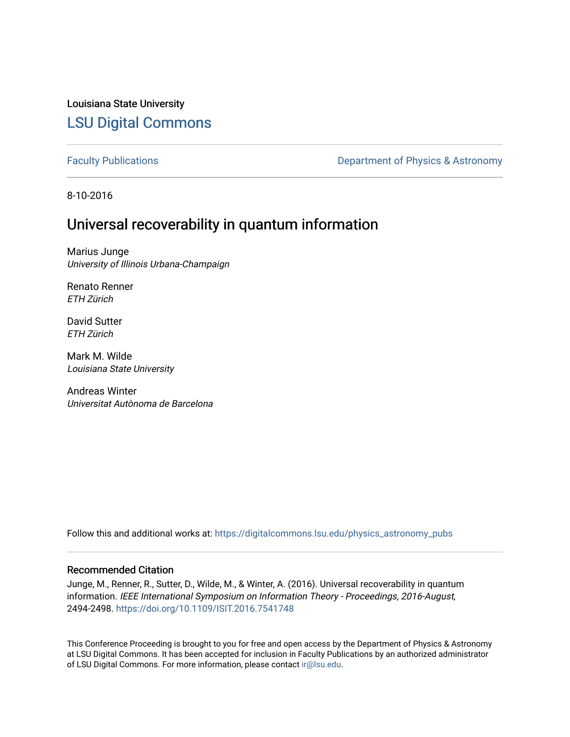Louisiana State University

## LSU Digital Commons

Faculty Publications | Department of Physics & Astronomy

8-10-2016

# Universal recoverability in quantum information

Marius Junge
*University of Illinois Urbana-Champaign*

Renato Renner
*ETH Zürich*

David Sutter
*ETH Zürich*

Mark M. Wilde
*Louisiana State University*

Andreas Winter
*Universitat Autònoma de Barcelona*

Follow this and additional works at: https://digitalcommons.lsu.edu/physics_astronomy_pubs

### Recommended Citation

Junge, M., Renner, R., Sutter, D., Wilde, M., & Winter, A. (2016). Universal recoverability in quantum information. *IEEE International Symposium on Information Theory - Proceedings, 2016-August*, 2494-2498. https://doi.org/10.1109/ISIT.2016.7541748

This Conference Proceeding is brought to you for free and open access by the Department of Physics & Astronomy at LSU Digital Commons. It has been accepted for inclusion in Faculty Publications by an authorized administrator of LSU Digital Commons. For more information, please contact ir@lsu.edu.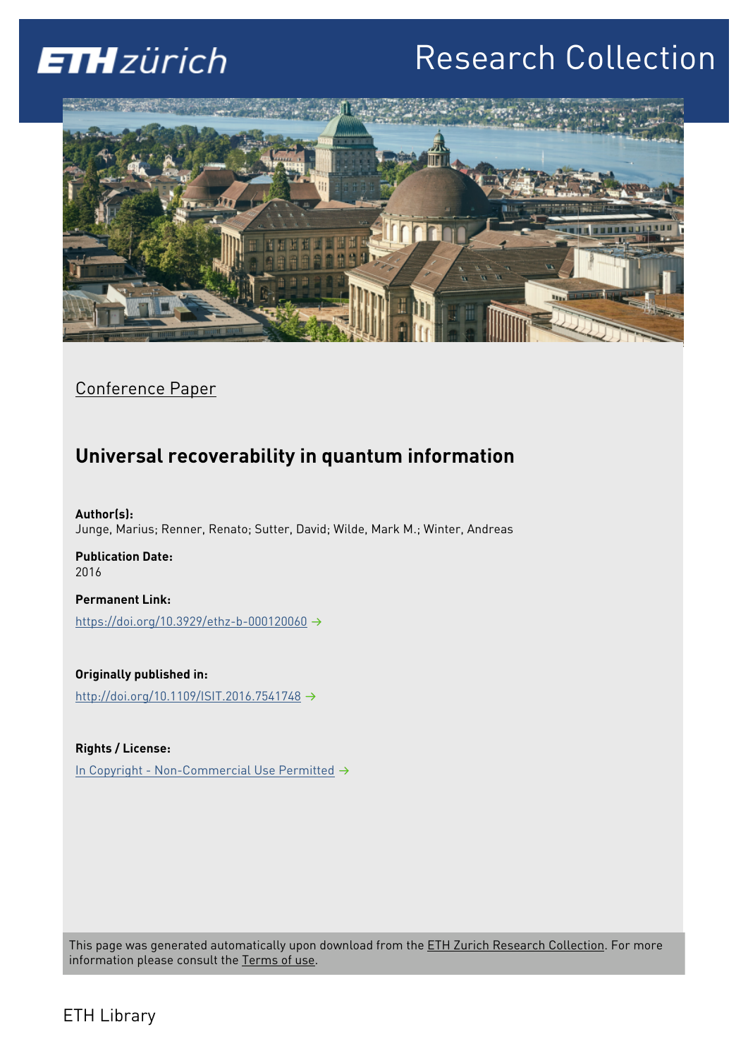Conference Paper

## Universal recoverability in quantum information

**Author(s):**
Junge, Marius; Renner, Renato; Sutter, David; Wilde, Mark M.; Winter, Andreas

**Publication Date:**
2016

**Permanent Link:**
https://doi.org/10.3929/ethz-b-000120060 →

**Originally published in:**
http://doi.org/10.1109/ISIT.2016.7541748 →

**Rights / License:**
In Copyright - Non-Commercial Use Permitted →

This page was generated automatically upon download from the ETH Zurich Research Collection. For more information please consult the Terms of use.

ETH Library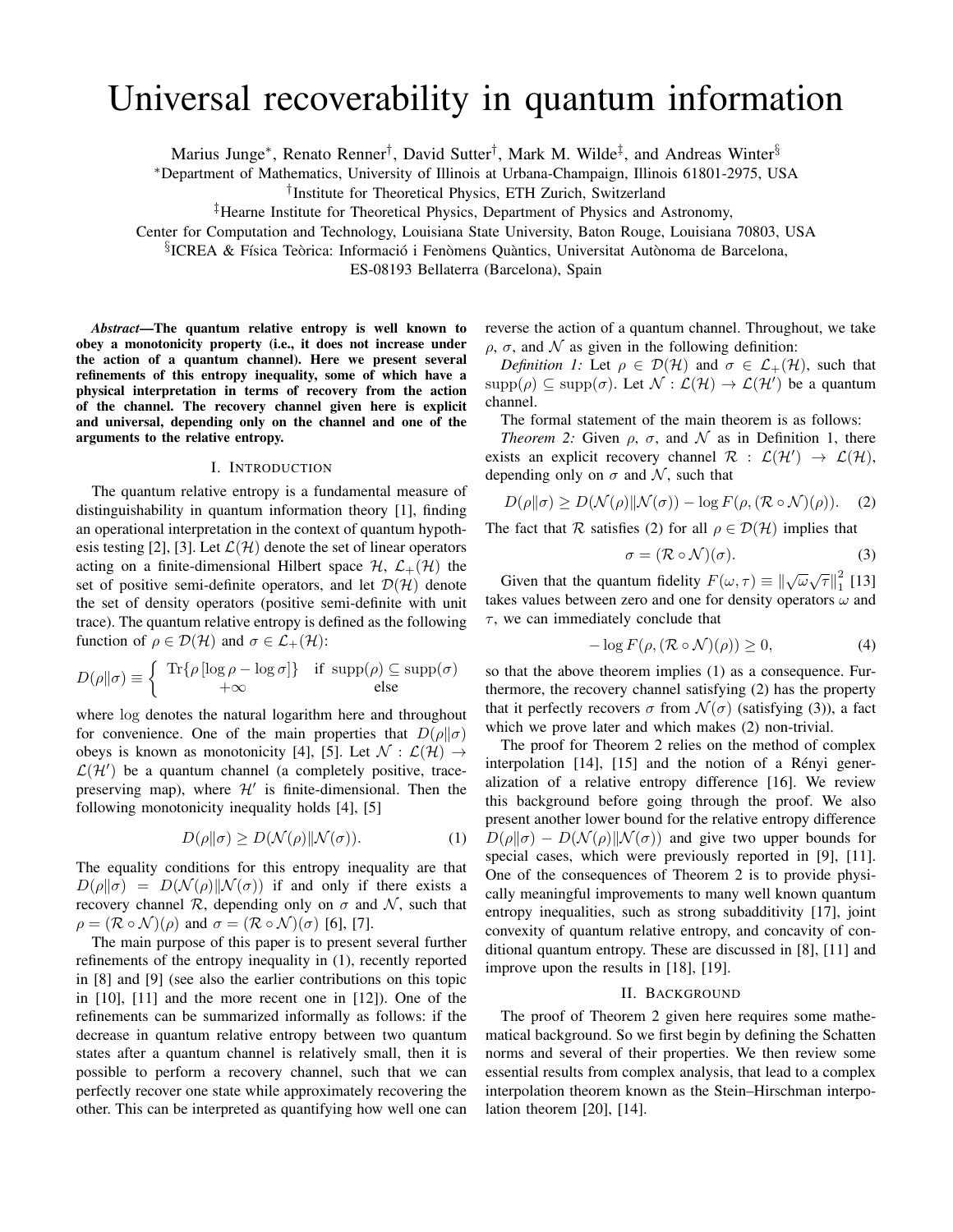# Universal recoverability in quantum information

Marius Junge*, Renato Renner†, David Sutter†, Mark M. Wilde‡, and Andreas Winter§

*Department of Mathematics, University of Illinois at Urbana-Champaign, Illinois 61801-2975, USA

†Institute for Theoretical Physics, ETH Zurich, Switzerland

‡Hearne Institute for Theoretical Physics, Department of Physics and Astronomy,

Center for Computation and Technology, Louisiana State University, Baton Rouge, Louisiana 70803, USA

§ICREA & Física Teòrica: Informació i Fenòmens Quàntics, Universitat Autònoma de Barcelona,

ES-08193 Bellaterra (Barcelona), Spain

***Abstract*—The quantum relative entropy is well known to obey a monotonicity property (i.e., it does not increase under the action of a quantum channel). Here we present several refinements of this entropy inequality, some of which have a physical interpretation in terms of recovery from the action of the channel. The recovery channel given here is explicit and universal, depending only on the channel and one of the arguments to the relative entropy.**

## I. Introduction

The quantum relative entropy is a fundamental measure of distinguishability in quantum information theory [1], finding an operational interpretation in the context of quantum hypothesis testing [2], [3]. Let $\mathcal{L}(\mathcal{H})$ denote the set of linear operators acting on a finite-dimensional Hilbert space $\mathcal{H}$, $\mathcal{L}_+(\mathcal{H})$ the set of positive semi-definite operators, and let $\mathcal{D}(\mathcal{H})$ denote the set of density operators (positive semi-definite with unit trace). The quantum relative entropy is defined as the following function of $\rho \in \mathcal{D}(\mathcal{H})$ and $\sigma \in \mathcal{L}_+(\mathcal{H})$:

$$D(\rho\|\sigma) \equiv \begin{cases} \operatorname{Tr}\{\rho\,[\log \rho - \log \sigma]\} & \text{if } \operatorname{supp}(\rho) \subseteq \operatorname{supp}(\sigma) \\ +\infty & \text{else} \end{cases}$$

where $\log$ denotes the natural logarithm here and throughout for convenience. One of the main properties that $D(\rho\|\sigma)$ obeys is known as monotonicity [4], [5]. Let $\mathcal{N} : \mathcal{L}(\mathcal{H}) \to \mathcal{L}(\mathcal{H}')$ be a quantum channel (a completely positive, trace-preserving map), where $\mathcal{H}'$ is finite-dimensional. Then the following monotonicity inequality holds [4], [5]

$$D(\rho\|\sigma) \geq D(\mathcal{N}(\rho)\|\mathcal{N}(\sigma)). \tag{1}$$

The equality conditions for this entropy inequality are that $D(\rho\|\sigma) = D(\mathcal{N}(\rho)\|\mathcal{N}(\sigma))$ if and only if there exists a recovery channel $\mathcal{R}$, depending only on $\sigma$ and $\mathcal{N}$, such that $\rho = (\mathcal{R} \circ \mathcal{N})(\rho)$ and $\sigma = (\mathcal{R} \circ \mathcal{N})(\sigma)$ [6], [7].

The main purpose of this paper is to present several further refinements of the entropy inequality in (1), recently reported in [8] and [9] (see also the earlier contributions on this topic in [10], [11] and the more recent one in [12]). One of the refinements can be summarized informally as follows: if the decrease in quantum relative entropy between two quantum states after a quantum channel is relatively small, then it is possible to perform a recovery channel, such that we can perfectly recover one state while approximately recovering the other. This can be interpreted as quantifying how well one can reverse the action of a quantum channel. Throughout, we take $\rho$, $\sigma$, and $\mathcal{N}$ as given in the following definition:

*Definition 1:* Let $\rho \in \mathcal{D}(\mathcal{H})$ and $\sigma \in \mathcal{L}_+(\mathcal{H})$, such that $\operatorname{supp}(\rho) \subseteq \operatorname{supp}(\sigma)$. Let $\mathcal{N} : \mathcal{L}(\mathcal{H}) \to \mathcal{L}(\mathcal{H}')$ be a quantum channel.

The formal statement of the main theorem is as follows:

*Theorem 2:* Given $\rho$, $\sigma$, and $\mathcal{N}$ as in Definition 1, there exists an explicit recovery channel $\mathcal{R} : \mathcal{L}(\mathcal{H}') \to \mathcal{L}(\mathcal{H})$, depending only on $\sigma$ and $\mathcal{N}$, such that

$$D(\rho\|\sigma) \geq D(\mathcal{N}(\rho)\|\mathcal{N}(\sigma)) - \log F(\rho, (\mathcal{R} \circ \mathcal{N})(\rho)). \tag{2}$$

The fact that $\mathcal{R}$ satisfies (2) for all $\rho \in \mathcal{D}(\mathcal{H})$ implies that

$$\sigma = (\mathcal{R} \circ \mathcal{N})(\sigma). \tag{3}$$

Given that the quantum fidelity $F(\omega, \tau) \equiv \left\|\sqrt{\omega}\sqrt{\tau}\right\|_1^2$ [13] takes values between zero and one for density operators $\omega$ and $\tau$, we can immediately conclude that

$$-\log F(\rho, (\mathcal{R} \circ \mathcal{N})(\rho)) \geq 0, \tag{4}$$

so that the above theorem implies (1) as a consequence. Furthermore, the recovery channel satisfying (2) has the property that it perfectly recovers $\sigma$ from $\mathcal{N}(\sigma)$ (satisfying (3)), a fact which we prove later and which makes (2) non-trivial.

The proof for Theorem 2 relies on the method of complex interpolation [14], [15] and the notion of a Rényi generalization of a relative entropy difference [16]. We review this background before going through the proof. We also present another lower bound for the relative entropy difference $D(\rho\|\sigma) - D(\mathcal{N}(\rho)\|\mathcal{N}(\sigma))$ and give two upper bounds for special cases, which were previously reported in [9], [11]. One of the consequences of Theorem 2 is to provide physically meaningful improvements to many well known quantum entropy inequalities, such as strong subadditivity [17], joint convexity of quantum relative entropy, and concavity of conditional quantum entropy. These are discussed in [8], [11] and improve upon the results in [18], [19].

## II. Background

The proof of Theorem 2 given here requires some mathematical background. So we first begin by defining the Schatten norms and several of their properties. We then review some essential results from complex analysis, that lead to a complex interpolation theorem known as the Stein–Hirschman interpolation theorem [20], [14].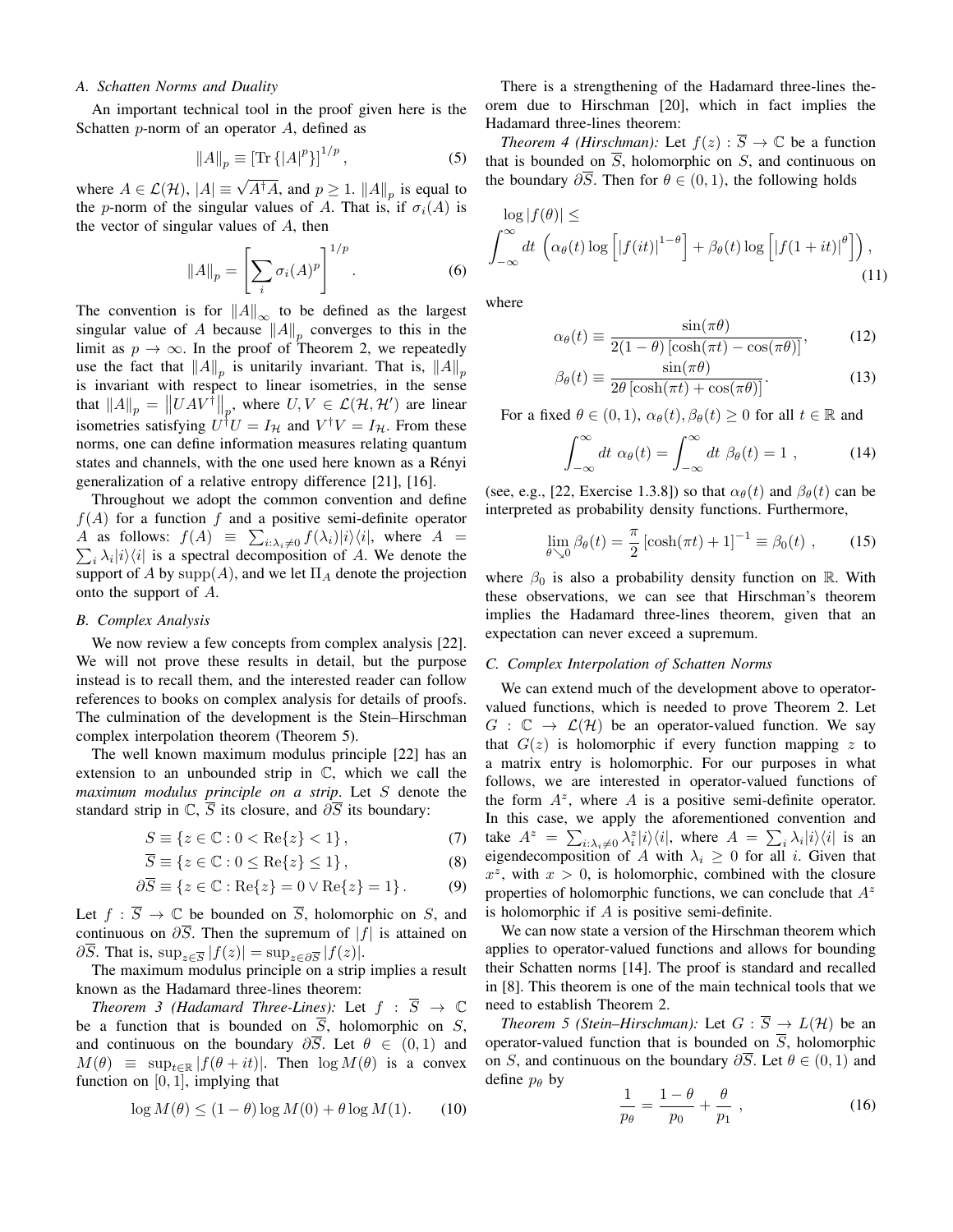### A. Schatten Norms and Duality

An important technical tool in the proof given here is the Schatten $p$-norm of an operator $A$, defined as

$$\|A\|_p \equiv \left[\operatorname{Tr}\{|A|^p\}\right]^{1/p}, \tag{5}$$

where $A \in \mathcal{L}(\mathcal{H})$, $|A| \equiv \sqrt{A^\dagger A}$, and $p \geq 1$. $\|A\|_p$ is equal to the $p$-norm of the singular values of $A$. That is, if $\sigma_i(A)$ is the vector of singular values of $A$, then

$$\|A\|_p = \left[\sum_i \sigma_i(A)^p\right]^{1/p}. \tag{6}$$

The convention is for $\|A\|_\infty$ to be defined as the largest singular value of $A$ because $\|A\|_p$ converges to this in the limit as $p \to \infty$. In the proof of Theorem 2, we repeatedly use the fact that $\|A\|_p$ is unitarily invariant. That is, $\|A\|_p$ is invariant with respect to linear isometries, in the sense that $\|A\|_p = \left\|UAV^\dagger\right\|_p$, where $U, V \in \mathcal{L}(\mathcal{H}, \mathcal{H}')$ are linear isometries satisfying $U^\dagger U = I_\mathcal{H}$ and $V^\dagger V = I_\mathcal{H}$. From these norms, one can define information measures relating quantum states and channels, with the one used here known as a Rényi generalization of a relative entropy difference [21], [16].

Throughout we adopt the common convention and define $f(A)$ for a function $f$ and a positive semi-definite operator $A$ as follows: $f(A) \equiv \sum_{i:\lambda_i \neq 0} f(\lambda_i)|i\rangle\langle i|$, where $A = \sum_i \lambda_i |i\rangle\langle i|$ is a spectral decomposition of $A$. We denote the support of $A$ by $\operatorname{supp}(A)$, and we let $\Pi_A$ denote the projection onto the support of $A$.

### B. Complex Analysis

We now review a few concepts from complex analysis [22]. We will not prove these results in detail, but the purpose instead is to recall them, and the interested reader can follow references to books on complex analysis for details of proofs. The culmination of the development is the Stein–Hirschman complex interpolation theorem (Theorem 5).

The well known maximum modulus principle [22] has an extension to an unbounded strip in $\mathbb{C}$, which we call the *maximum modulus principle on a strip*. Let $S$ denote the standard strip in $\mathbb{C}$, $\overline{S}$ its closure, and $\partial\overline{S}$ its boundary:

$$S \equiv \{z \in \mathbb{C} : 0 < \operatorname{Re}\{z\} < 1\}, \tag{7}$$

$$\overline{S} \equiv \{z \in \mathbb{C} : 0 \leq \operatorname{Re}\{z\} \leq 1\}, \tag{8}$$

$$\partial\overline{S} \equiv \{z \in \mathbb{C} : \operatorname{Re}\{z\} = 0 \vee \operatorname{Re}\{z\} = 1\}. \tag{9}$$

Let $f : \overline{S} \to \mathbb{C}$ be bounded on $\overline{S}$, holomorphic on $S$, and continuous on $\partial\overline{S}$. Then the supremum of $|f|$ is attained on $\partial\overline{S}$. That is, $\sup_{z\in\overline{S}} |f(z)| = \sup_{z\in\partial\overline{S}} |f(z)|$.

The maximum modulus principle on a strip implies a result known as the Hadamard three-lines theorem:

*Theorem 3 (Hadamard Three-Lines):* Let $f : \overline{S} \to \mathbb{C}$ be a function that is bounded on $\overline{S}$, holomorphic on $S$, and continuous on the boundary $\partial\overline{S}$. Let $\theta \in (0,1)$ and $M(\theta) \equiv \sup_{t\in\mathbb{R}} |f(\theta + it)|$. Then $\log M(\theta)$ is a convex function on $[0,1]$, implying that

$$\log M(\theta) \leq (1-\theta)\log M(0) + \theta \log M(1). \tag{10}$$

There is a strengthening of the Hadamard three-lines theorem due to Hirschman [20], which in fact implies the Hadamard three-lines theorem:

*Theorem 4 (Hirschman):* Let $f(z) : \overline{S} \to \mathbb{C}$ be a function that is bounded on $\overline{S}$, holomorphic on $S$, and continuous on the boundary $\partial\overline{S}$. Then for $\theta \in (0,1)$, the following holds

$$\log|f(\theta)| \leq \int_{-\infty}^{\infty} dt \,\left(\alpha_\theta(t)\log\left[|f(it)|^{1-\theta}\right] + \beta_\theta(t)\log\left[|f(1+it)|^{\theta}\right]\right), \tag{11}$$

where

$$\alpha_\theta(t) \equiv \frac{\sin(\pi\theta)}{2(1-\theta)\left[\cosh(\pi t) - \cos(\pi\theta)\right]}, \tag{12}$$

$$\beta_\theta(t) \equiv \frac{\sin(\pi\theta)}{2\theta\left[\cosh(\pi t) + \cos(\pi\theta)\right]}. \tag{13}$$

For a fixed $\theta \in (0,1)$, $\alpha_\theta(t), \beta_\theta(t) \geq 0$ for all $t \in \mathbb{R}$ and

$$\int_{-\infty}^{\infty} dt\ \alpha_\theta(t) = \int_{-\infty}^{\infty} dt\ \beta_\theta(t) = 1\ , \tag{14}$$

(see, e.g., [22, Exercise 1.3.8]) so that $\alpha_\theta(t)$ and $\beta_\theta(t)$ can be interpreted as probability density functions. Furthermore,

$$\lim_{\theta \searrow 0} \beta_\theta(t) = \frac{\pi}{2}\left[\cosh(\pi t) + 1\right]^{-1} \equiv \beta_0(t)\ , \tag{15}$$

where $\beta_0$ is also a probability density function on $\mathbb{R}$. With these observations, we can see that Hirschman's theorem implies the Hadamard three-lines theorem, given that an expectation can never exceed a supremum.

### C. Complex Interpolation of Schatten Norms

We can extend much of the development above to operator-valued functions, which is needed to prove Theorem 2. Let $G : \mathbb{C} \to \mathcal{L}(\mathcal{H})$ be an operator-valued function. We say that $G(z)$ is holomorphic if every function mapping $z$ to a matrix entry is holomorphic. For our purposes in what follows, we are interested in operator-valued functions of the form $A^z$, where $A$ is a positive semi-definite operator. In this case, we apply the aforementioned convention and take $A^z = \sum_{i:\lambda_i\neq 0} \lambda_i^z |i\rangle\langle i|$, where $A = \sum_i \lambda_i |i\rangle\langle i|$ is an eigendecomposition of $A$ with $\lambda_i \geq 0$ for all $i$. Given that $x^z$, with $x > 0$, is holomorphic, combined with the closure properties of holomorphic functions, we can conclude that $A^z$ is holomorphic if $A$ is positive semi-definite.

We can now state a version of the Hirschman theorem which applies to operator-valued functions and allows for bounding their Schatten norms [14]. The proof is standard and recalled in [8]. This theorem is one of the main technical tools that we need to establish Theorem 2.

*Theorem 5 (Stein–Hirschman):* Let $G : \overline{S} \to L(\mathcal{H})$ be an operator-valued function that is bounded on $\overline{S}$, holomorphic on $S$, and continuous on the boundary $\partial\overline{S}$. Let $\theta \in (0,1)$ and define $p_\theta$ by

$$\frac{1}{p_\theta} = \frac{1-\theta}{p_0} + \frac{\theta}{p_1}\ , \tag{16}$$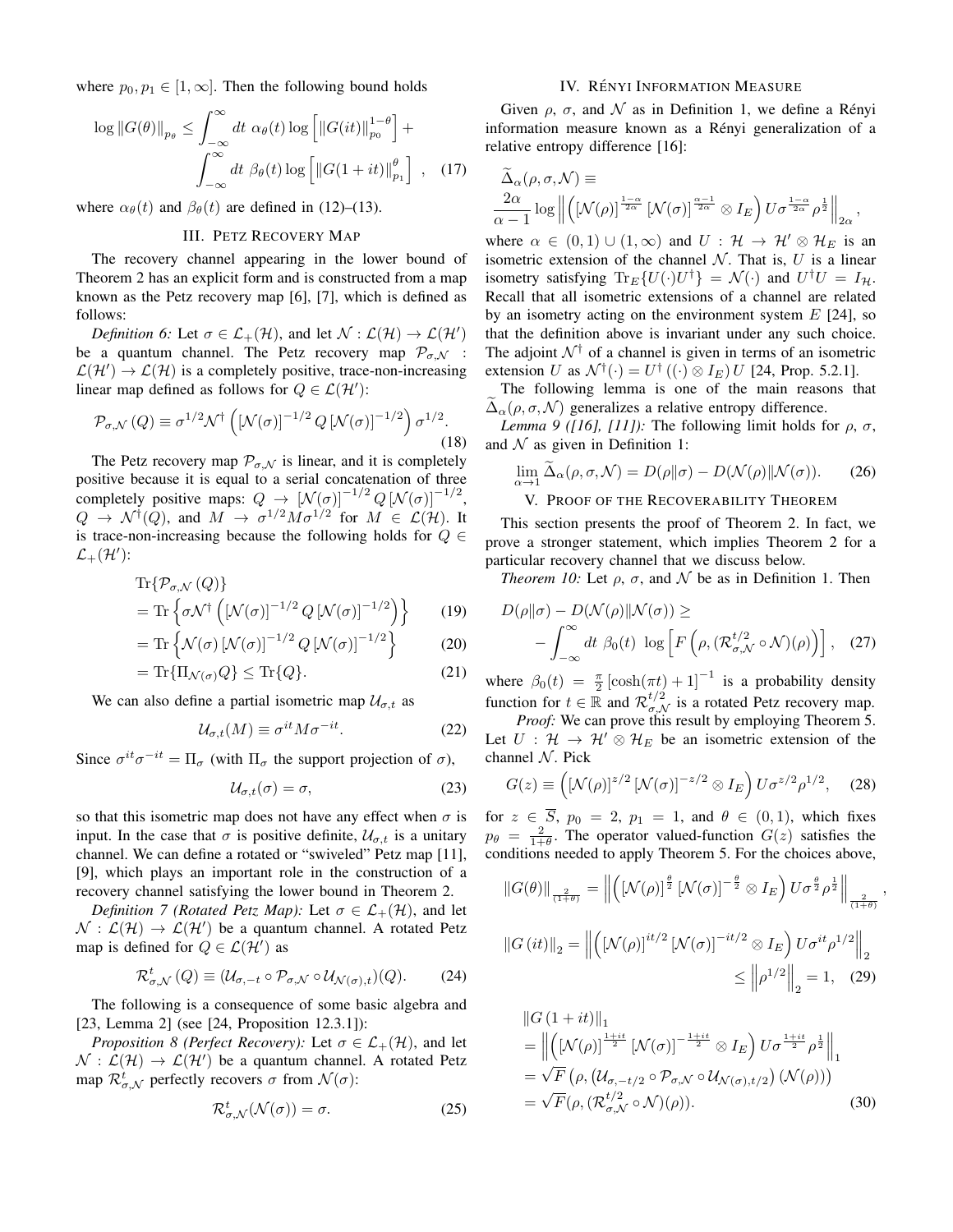where $p_0, p_1 \in [1, \infty]$. Then the following bound holds

$$\log \|G(\theta)\|_{p_\theta} \leq \int_{-\infty}^{\infty} dt \; \alpha_\theta(t) \log \left[ \|G(it)\|_{p_0}^{1-\theta} \right] + \int_{-\infty}^{\infty} dt \; \beta_\theta(t) \log \left[ \|G(1+it)\|_{p_1}^{\theta} \right] , \quad (17)$$

where $\alpha_\theta(t)$ and $\beta_\theta(t)$ are defined in (12)–(13).

## III. Petz Recovery Map

The recovery channel appearing in the lower bound of Theorem 2 has an explicit form and is constructed from a map known as the Petz recovery map [6], [7], which is defined as follows:

*Definition 6:* Let $\sigma \in \mathcal{L}_+(\mathcal{H})$, and let $\mathcal{N} : \mathcal{L}(\mathcal{H}) \to \mathcal{L}(\mathcal{H}')$ be a quantum channel. The Petz recovery map $\mathcal{P}_{\sigma,\mathcal{N}} : \mathcal{L}(\mathcal{H}') \to \mathcal{L}(\mathcal{H})$ is a completely positive, trace-non-increasing linear map defined as follows for $Q \in \mathcal{L}(\mathcal{H}')$:

$$\mathcal{P}_{\sigma,\mathcal{N}}(Q) \equiv \sigma^{1/2} \mathcal{N}^\dagger \left( [\mathcal{N}(\sigma)]^{-1/2} Q [\mathcal{N}(\sigma)]^{-1/2} \right) \sigma^{1/2}. \quad (18)$$

The Petz recovery map $\mathcal{P}_{\sigma,\mathcal{N}}$ is linear, and it is completely positive because it is equal to a serial concatenation of three completely positive maps: $Q \to [\mathcal{N}(\sigma)]^{-1/2} Q [\mathcal{N}(\sigma)]^{-1/2}$, $Q \to \mathcal{N}^\dagger(Q)$, and $M \to \sigma^{1/2} M \sigma^{1/2}$ for $M \in \mathcal{L}(\mathcal{H})$. It is trace-non-increasing because the following holds for $Q \in \mathcal{L}_+(\mathcal{H}')$:

$$\begin{aligned} &\mathrm{Tr}\{\mathcal{P}_{\sigma,\mathcal{N}}(Q)\} \\ &= \mathrm{Tr}\left\{ \sigma \mathcal{N}^\dagger \left( [\mathcal{N}(\sigma)]^{-1/2} Q [\mathcal{N}(\sigma)]^{-1/2} \right) \right\} \quad (19) \\ &= \mathrm{Tr}\left\{ \mathcal{N}(\sigma) [\mathcal{N}(\sigma)]^{-1/2} Q [\mathcal{N}(\sigma)]^{-1/2} \right\} \quad (20) \\ &= \mathrm{Tr}\{\Pi_{\mathcal{N}(\sigma)} Q\} \leq \mathrm{Tr}\{Q\}. \quad (21) \end{aligned}$$

We can also define a partial isometric map $\mathcal{U}_{\sigma,t}$ as

$$\mathcal{U}_{\sigma,t}(M) \equiv \sigma^{it} M \sigma^{-it}. \quad (22)$$

Since $\sigma^{it}\sigma^{-it} = \Pi_\sigma$ (with $\Pi_\sigma$ the support projection of $\sigma$),

$$\mathcal{U}_{\sigma,t}(\sigma) = \sigma, \quad (23)$$

so that this isometric map does not have any effect when $\sigma$ is input. In the case that $\sigma$ is positive definite, $\mathcal{U}_{\sigma,t}$ is a unitary channel. We can define a rotated or "swiveled" Petz map [11], [9], which plays an important role in the construction of a recovery channel satisfying the lower bound in Theorem 2.

*Definition 7 (Rotated Petz Map):* Let $\sigma \in \mathcal{L}_+(\mathcal{H})$, and let $\mathcal{N} : \mathcal{L}(\mathcal{H}) \to \mathcal{L}(\mathcal{H}')$ be a quantum channel. A rotated Petz map is defined for $Q \in \mathcal{L}(\mathcal{H}')$ as

$$\mathcal{R}^t_{\sigma,\mathcal{N}}(Q) \equiv (\mathcal{U}_{\sigma,-t} \circ \mathcal{P}_{\sigma,\mathcal{N}} \circ \mathcal{U}_{\mathcal{N}(\sigma),t})(Q). \quad (24)$$

The following is a consequence of some basic algebra and [23, Lemma 2] (see [24, Proposition 12.3.1]):

*Proposition 8 (Perfect Recovery):* Let $\sigma \in \mathcal{L}_+(\mathcal{H})$, and let $\mathcal{N} : \mathcal{L}(\mathcal{H}) \to \mathcal{L}(\mathcal{H}')$ be a quantum channel. A rotated Petz map $\mathcal{R}^t_{\sigma,\mathcal{N}}$ perfectly recovers $\sigma$ from $\mathcal{N}(\sigma)$:

$$\mathcal{R}^t_{\sigma,\mathcal{N}}(\mathcal{N}(\sigma)) = \sigma. \quad (25)$$

## IV. Rényi Information Measure

Given $\rho$, $\sigma$, and $\mathcal{N}$ as in Definition 1, we define a Rényi information measure known as a Rényi generalization of a relative entropy difference [16]:

$$\widetilde{\Delta}_\alpha(\rho,\sigma,\mathcal{N}) \equiv \frac{2\alpha}{\alpha-1} \log \left\| \left( [\mathcal{N}(\rho)]^{\frac{1-\alpha}{2\alpha}} [\mathcal{N}(\sigma)]^{\frac{\alpha-1}{2\alpha}} \otimes I_E \right) U \sigma^{\frac{1-\alpha}{2\alpha}} \rho^{\frac{1}{2}} \right\|_{2\alpha},$$

where $\alpha \in (0,1) \cup (1,\infty)$ and $U : \mathcal{H} \to \mathcal{H}' \otimes \mathcal{H}_E$ is an isometric extension of the channel $\mathcal{N}$. That is, $U$ is a linear isometry satisfying $\mathrm{Tr}_E\{U(\cdot)U^\dagger\} = \mathcal{N}(\cdot)$ and $U^\dagger U = I_\mathcal{H}$. Recall that all isometric extensions of a channel are related by an isometry acting on the environment system $E$ [24], so that the definition above is invariant under any such choice. The adjoint $\mathcal{N}^\dagger$ of a channel is given in terms of an isometric extension $U$ as $\mathcal{N}^\dagger(\cdot) = U^\dagger((\cdot) \otimes I_E) U$ [24, Prop. 5.2.1].

The following lemma is one of the main reasons that $\widetilde{\Delta}_\alpha(\rho,\sigma,\mathcal{N})$ generalizes a relative entropy difference.

*Lemma 9 ([16], [11]):* The following limit holds for $\rho$, $\sigma$, and $\mathcal{N}$ as given in Definition 1:

$$\lim_{\alpha \to 1} \widetilde{\Delta}_\alpha(\rho,\sigma,\mathcal{N}) = D(\rho\|\sigma) - D(\mathcal{N}(\rho)\|\mathcal{N}(\sigma)). \quad (26)$$

## V. Proof of the Recoverability Theorem

This section presents the proof of Theorem 2. In fact, we prove a stronger statement, which implies Theorem 2 for a particular recovery channel that we discuss below.

*Theorem 10:* Let $\rho$, $\sigma$, and $\mathcal{N}$ be as in Definition 1. Then

$$D(\rho\|\sigma) - D(\mathcal{N}(\rho)\|\mathcal{N}(\sigma)) \geq - \int_{-\infty}^{\infty} dt \; \beta_0(t) \; \log \left[ F\left(\rho, (\mathcal{R}^{t/2}_{\sigma,\mathcal{N}} \circ \mathcal{N})(\rho)\right) \right], \quad (27)$$

where $\beta_0(t) = \frac{\pi}{2}[\cosh(\pi t) + 1]^{-1}$ is a probability density function for $t \in \mathbb{R}$ and $\mathcal{R}^{t/2}_{\sigma,\mathcal{N}}$ is a rotated Petz recovery map.

*Proof:* We can prove this result by employing Theorem 5. Let $U : \mathcal{H} \to \mathcal{H}' \otimes \mathcal{H}_E$ be an isometric extension of the channel $\mathcal{N}$. Pick

$$G(z) \equiv \left( [\mathcal{N}(\rho)]^{z/2} [\mathcal{N}(\sigma)]^{-z/2} \otimes I_E \right) U \sigma^{z/2} \rho^{1/2}, \quad (28)$$

for $z \in \overline{S}$, $p_0 = 2$, $p_1 = 1$, and $\theta \in (0,1)$, which fixes $p_\theta = \frac{2}{1+\theta}$. The operator valued-function $G(z)$ satisfies the conditions needed to apply Theorem 5. For the choices above,

$$\|G(\theta)\|_{\frac{2}{(1+\theta)}} = \left\| \left( [\mathcal{N}(\rho)]^{\frac{\theta}{2}} [\mathcal{N}(\sigma)]^{-\frac{\theta}{2}} \otimes I_E \right) U \sigma^{\frac{\theta}{2}} \rho^{\frac{1}{2}} \right\|_{\frac{2}{(1+\theta)}},$$

$$\begin{aligned} \|G(it)\|_2 &= \left\| \left( [\mathcal{N}(\rho)]^{it/2} [\mathcal{N}(\sigma)]^{-it/2} \otimes I_E \right) U \sigma^{it} \rho^{1/2} \right\|_2 \\ &\leq \left\| \rho^{1/2} \right\|_2 = 1, \quad (29) \end{aligned}$$

$$\begin{aligned} &\|G(1+it)\|_1 \\ &= \left\| \left( [\mathcal{N}(\rho)]^{\frac{1+it}{2}} [\mathcal{N}(\sigma)]^{-\frac{1+it}{2}} \otimes I_E \right) U \sigma^{\frac{1+it}{2}} \rho^{\frac{1}{2}} \right\|_1 \\ &= \sqrt{F}\left(\rho, \left(\mathcal{U}_{\sigma,-t/2} \circ \mathcal{P}_{\sigma,\mathcal{N}} \circ \mathcal{U}_{\mathcal{N}(\sigma),t/2}\right)(\mathcal{N}(\rho))\right) \\ &= \sqrt{F}(\rho, (\mathcal{R}^{t/2}_{\sigma,\mathcal{N}} \circ \mathcal{N})(\rho)). \quad (30) \end{aligned}$$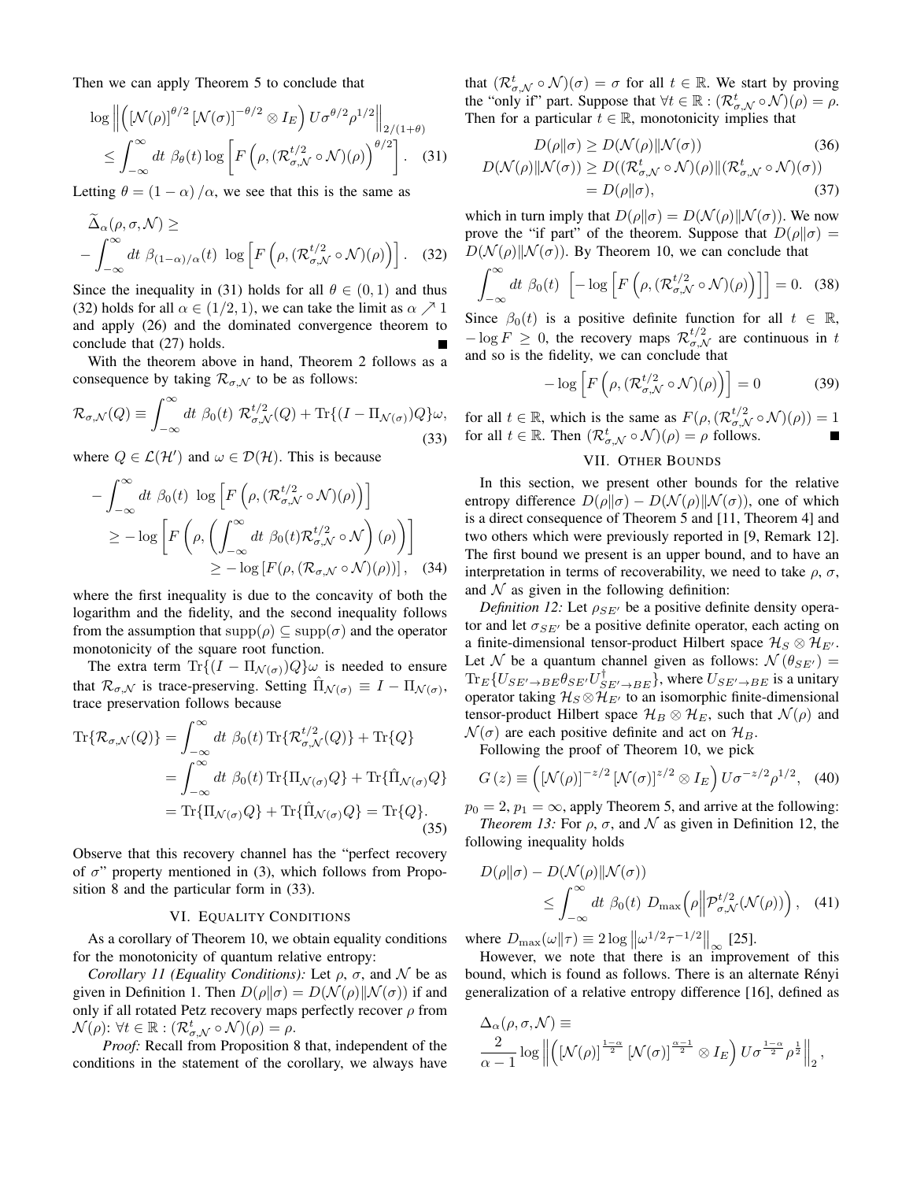Then we can apply Theorem 5 to conclude that

$$\log \left\| \left( [\mathcal{N}(\rho)]^{\theta/2} [\mathcal{N}(\sigma)]^{-\theta/2} \otimes I_E \right) U \sigma^{\theta/2} \rho^{1/2} \right\|_{2/(1+\theta)} \leq \int_{-\infty}^{\infty} dt \ \beta_\theta(t) \log \left[ F\left(\rho, (\mathcal{R}^{t/2}_{\sigma,\mathcal{N}} \circ \mathcal{N})(\rho)\right)^{\theta/2} \right]. \quad (31)$$

Letting $\theta = (1-\alpha)/\alpha$, we see that this is the same as

$$\widetilde{\Delta}_\alpha(\rho,\sigma,\mathcal{N}) \geq - \int_{-\infty}^{\infty} dt \ \beta_{(1-\alpha)/\alpha}(t) \ \log \left[ F\left(\rho, (\mathcal{R}^{t/2}_{\sigma,\mathcal{N}} \circ \mathcal{N})(\rho)\right) \right]. \quad (32)$$

Since the inequality in (31) holds for all $\theta \in (0,1)$ and thus (32) holds for all $\alpha \in (1/2, 1)$, we can take the limit as $\alpha \nearrow 1$ and apply (26) and the dominated convergence theorem to conclude that (27) holds. ∎

With the theorem above in hand, Theorem 2 follows as a consequence by taking $\mathcal{R}_{\sigma,\mathcal{N}}$ to be as follows:

$$\mathcal{R}_{\sigma,\mathcal{N}}(Q) \equiv \int_{-\infty}^{\infty} dt \ \beta_0(t) \ \mathcal{R}^{t/2}_{\sigma,\mathcal{N}}(Q) + \text{Tr}\{(I - \Pi_{\mathcal{N}(\sigma)})Q\}\omega, \quad (33)$$

where $Q \in \mathcal{L}(\mathcal{H}')$ and $\omega \in \mathcal{D}(\mathcal{H})$. This is because

$$\begin{aligned} -\int_{-\infty}^{\infty} dt \ \beta_0(t) \ \log \left[ F\left(\rho, (\mathcal{R}^{t/2}_{\sigma,\mathcal{N}} \circ \mathcal{N})(\rho)\right) \right] &\geq -\log \left[ F\left(\rho, \left(\int_{-\infty}^{\infty} dt \ \beta_0(t) \mathcal{R}^{t/2}_{\sigma,\mathcal{N}} \circ \mathcal{N}\right)(\rho)\right) \right] \\ &\geq -\log \left[ F(\rho, (\mathcal{R}_{\sigma,\mathcal{N}} \circ \mathcal{N})(\rho)) \right], \end{aligned} \quad (34)$$

where the first inequality is due to the concavity of both the logarithm and the fidelity, and the second inequality follows from the assumption that $\text{supp}(\rho) \subseteq \text{supp}(\sigma)$ and the operator monotonicity of the square root function.

The extra term $\text{Tr}\{(I - \Pi_{\mathcal{N}(\sigma)})Q\}\omega$ is needed to ensure that $\mathcal{R}_{\sigma,\mathcal{N}}$ is trace-preserving. Setting $\hat{\Pi}_{\mathcal{N}(\sigma)} \equiv I - \Pi_{\mathcal{N}(\sigma)}$, trace preservation follows because

$$\begin{aligned} \text{Tr}\{\mathcal{R}_{\sigma,\mathcal{N}}(Q)\} &= \int_{-\infty}^{\infty} dt \ \beta_0(t) \, \text{Tr}\{\mathcal{R}^{t/2}_{\sigma,\mathcal{N}}(Q)\} + \text{Tr}\{Q\} \\ &= \int_{-\infty}^{\infty} dt \ \beta_0(t) \, \text{Tr}\{\Pi_{\mathcal{N}(\sigma)} Q\} + \text{Tr}\{\hat{\Pi}_{\mathcal{N}(\sigma)} Q\} \\ &= \text{Tr}\{\Pi_{\mathcal{N}(\sigma)} Q\} + \text{Tr}\{\hat{\Pi}_{\mathcal{N}(\sigma)} Q\} = \text{Tr}\{Q\}. \end{aligned} \quad (35)$$

Observe that this recovery channel has the "perfect recovery of $\sigma$" property mentioned in (3), which follows from Proposition 8 and the particular form in (33).

## VI. Equality Conditions

As a corollary of Theorem 10, we obtain equality conditions for the monotonicity of quantum relative entropy:

*Corollary 11 (Equality Conditions):* Let $\rho$, $\sigma$, and $\mathcal{N}$ be as given in Definition 1. Then $D(\rho\|\sigma) = D(\mathcal{N}(\rho)\|\mathcal{N}(\sigma))$ if and only if all rotated Petz recovery maps perfectly recover $\rho$ from $\mathcal{N}(\rho)$: $\forall t \in \mathbb{R} : (\mathcal{R}^t_{\sigma,\mathcal{N}} \circ \mathcal{N})(\rho) = \rho$.

*Proof:* Recall from Proposition 8 that, independent of the conditions in the statement of the corollary, we always have that $(\mathcal{R}^t_{\sigma,\mathcal{N}} \circ \mathcal{N})(\sigma) = \sigma$ for all $t \in \mathbb{R}$. We start by proving the "only if" part. Suppose that $\forall t \in \mathbb{R} : (\mathcal{R}^t_{\sigma,\mathcal{N}} \circ \mathcal{N})(\rho) = \rho$. Then for a particular $t \in \mathbb{R}$, monotonicity implies that

$$D(\rho\|\sigma) \geq D(\mathcal{N}(\rho)\|\mathcal{N}(\sigma)) \quad (36)$$

$$\begin{aligned} D(\mathcal{N}(\rho)\|\mathcal{N}(\sigma)) &\geq D((\mathcal{R}^t_{\sigma,\mathcal{N}} \circ \mathcal{N})(\rho)\|(\mathcal{R}^t_{\sigma,\mathcal{N}} \circ \mathcal{N})(\sigma)) \\ &= D(\rho\|\sigma), \end{aligned} \quad (37)$$

which in turn imply that $D(\rho\|\sigma) = D(\mathcal{N}(\rho)\|\mathcal{N}(\sigma))$. We now prove the "if part" of the theorem. Suppose that $D(\rho\|\sigma) = D(\mathcal{N}(\rho)\|\mathcal{N}(\sigma))$. By Theorem 10, we can conclude that

$$\int_{-\infty}^{\infty} dt \ \beta_0(t) \ \left[ -\log \left[ F\left(\rho, (\mathcal{R}^{t/2}_{\sigma,\mathcal{N}} \circ \mathcal{N})(\rho)\right) \right] \right] = 0. \quad (38)$$

Since $\beta_0(t)$ is a positive definite function for all $t \in \mathbb{R}$, $-\log F \geq 0$, the recovery maps $\mathcal{R}^{t/2}_{\sigma,\mathcal{N}}$ are continuous in $t$ and so is the fidelity, we can conclude that

$$-\log \left[ F\left(\rho, (\mathcal{R}^{t/2}_{\sigma,\mathcal{N}} \circ \mathcal{N})(\rho)\right) \right] = 0 \quad (39)$$

for all $t \in \mathbb{R}$, which is the same as $F(\rho, (\mathcal{R}^{t/2}_{\sigma,\mathcal{N}} \circ \mathcal{N})(\rho)) = 1$ for all $t \in \mathbb{R}$. Then $(\mathcal{R}^t_{\sigma,\mathcal{N}} \circ \mathcal{N})(\rho) = \rho$ follows. ∎

## VII. Other Bounds

In this section, we present other bounds for the relative entropy difference $D(\rho\|\sigma) - D(\mathcal{N}(\rho)\|\mathcal{N}(\sigma))$, one of which is a direct consequence of Theorem 5 and [11, Theorem 4] and two others which were previously reported in [9, Remark 12]. The first bound we present is an upper bound, and to have an interpretation in terms of recoverability, we need to take $\rho$, $\sigma$, and $\mathcal{N}$ as given in the following definition:

*Definition 12:* Let $\rho_{SE'}$ be a positive definite density operator and let $\sigma_{SE'}$ be a positive definite operator, each acting on a finite-dimensional tensor-product Hilbert space $\mathcal{H}_S \otimes \mathcal{H}_{E'}$. Let $\mathcal{N}$ be a quantum channel given as follows: $\mathcal{N}(\theta_{SE'}) = \text{Tr}_E\{U_{SE' \to BE} \theta_{SE'} U^\dagger_{SE' \to BE}\}$, where $U_{SE' \to BE}$ is a unitary operator taking $\mathcal{H}_S \otimes \mathcal{H}_{E'}$ to an isomorphic finite-dimensional tensor-product Hilbert space $\mathcal{H}_B \otimes \mathcal{H}_E$, such that $\mathcal{N}(\rho)$ and $\mathcal{N}(\sigma)$ are each positive definite and act on $\mathcal{H}_B$.

Following the proof of Theorem 10, we pick

$$G(z) \equiv \left( [\mathcal{N}(\rho)]^{-z/2} [\mathcal{N}(\sigma)]^{z/2} \otimes I_E \right) U \sigma^{-z/2} \rho^{1/2}, \quad (40)$$

$p_0 = 2$, $p_1 = \infty$, apply Theorem 5, and arrive at the following:

*Theorem 13:* For $\rho$, $\sigma$, and $\mathcal{N}$ as given in Definition 12, the following inequality holds

$$D(\rho\|\sigma) - D(\mathcal{N}(\rho)\|\mathcal{N}(\sigma)) \leq \int_{-\infty}^{\infty} dt \ \beta_0(t) \ D_{\max}\left(\rho \middle\| \mathcal{P}^{t/2}_{\sigma,\mathcal{N}}(\mathcal{N}(\rho))\right), \quad (41)$$

where $D_{\max}(\omega\|\tau) \equiv 2\log \left\|\omega^{1/2}\tau^{-1/2}\right\|_\infty$ [25].

However, we note that there is an improvement of this bound, which is found as follows. There is an alternate Rényi generalization of a relative entropy difference [16], defined as

$$\Delta_\alpha(\rho,\sigma,\mathcal{N}) \equiv \frac{2}{\alpha-1} \log \left\| \left( [\mathcal{N}(\rho)]^{\frac{1-\alpha}{2}} [\mathcal{N}(\sigma)]^{\frac{\alpha-1}{2}} \otimes I_E \right) U \sigma^{\frac{1-\alpha}{2}} \rho^{\frac{1}{2}} \right\|_2,$$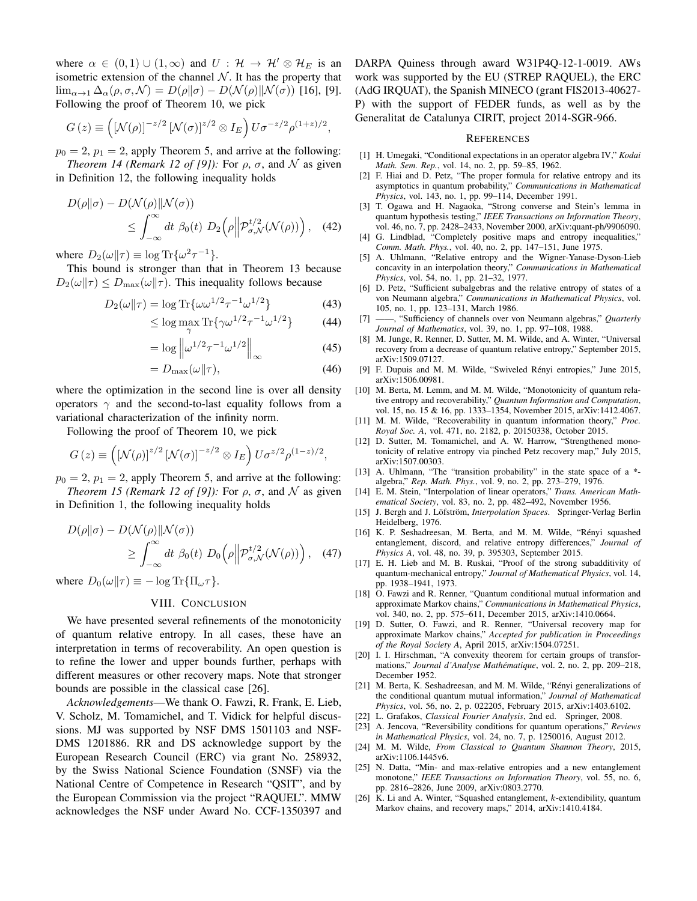where $\alpha \in (0,1) \cup (1,\infty)$ and $U : \mathcal{H} \to \mathcal{H}' \otimes \mathcal{H}_E$ is an isometric extension of the channel $\mathcal{N}$. It has the property that $\lim_{\alpha \to 1} \Delta_\alpha(\rho, \sigma, \mathcal{N}) = D(\rho\|\sigma) - D(\mathcal{N}(\rho)\|\mathcal{N}(\sigma))$ [16], [9]. Following the proof of Theorem 10, we pick

$$G(z) \equiv \left( [\mathcal{N}(\rho)]^{-z/2} [\mathcal{N}(\sigma)]^{z/2} \otimes I_E \right) U \sigma^{-z/2} \rho^{(1+z)/2},$$

$p_0 = 2$, $p_1 = 2$, apply Theorem 5, and arrive at the following:

*Theorem 14 (Remark 12 of [9]):* For $\rho$, $\sigma$, and $\mathcal{N}$ as given in Definition 12, the following inequality holds

$$\begin{aligned} D(\rho\|\sigma) - D(\mathcal{N}(\rho)\|\mathcal{N}(\sigma)) \\ \leq \int_{-\infty}^{\infty} dt \ \beta_0(t) \ D_2\Big(\rho \Big\| \mathcal{P}^{t/2}_{\sigma,\mathcal{N}}(\mathcal{N}(\rho))\Big), \end{aligned} \tag{42}$$

where $D_2(\omega\|\tau) \equiv \log \mathrm{Tr}\{\omega^2 \tau^{-1}\}$.

This bound is stronger than that in Theorem 13 because $D_2(\omega\|\tau) \leq D_{\max}(\omega\|\tau)$. This inequality follows because

$$D_2(\omega\|\tau) = \log \mathrm{Tr}\{\omega \omega^{1/2} \tau^{-1} \omega^{1/2}\} \tag{43}$$

$$\leq \log \max_{\gamma} \mathrm{Tr}\{\gamma \omega^{1/2} \tau^{-1} \omega^{1/2}\} \tag{44}$$

$$= \log \left\| \omega^{1/2} \tau^{-1} \omega^{1/2} \right\|_\infty \tag{45}$$

$$= D_{\max}(\omega\|\tau), \tag{46}$$

where the optimization in the second line is over all density operators $\gamma$ and the second-to-last equality follows from a variational characterization of the infinity norm.

Following the proof of Theorem 10, we pick

$$G(z) \equiv \left( [\mathcal{N}(\rho)]^{z/2} [\mathcal{N}(\sigma)]^{-z/2} \otimes I_E \right) U \sigma^{z/2} \rho^{(1-z)/2},$$

$p_0 = 2$, $p_1 = 2$, apply Theorem 5, and arrive at the following:

*Theorem 15 (Remark 12 of [9]):* For $\rho$, $\sigma$, and $\mathcal{N}$ as given in Definition 1, the following inequality holds

$$\begin{aligned} D(\rho\|\sigma) - D(\mathcal{N}(\rho)\|\mathcal{N}(\sigma)) \\ \geq \int_{-\infty}^{\infty} dt \ \beta_0(t) \ D_0\Big(\rho \Big\| \mathcal{P}^{t/2}_{\sigma,\mathcal{N}}(\mathcal{N}(\rho))\Big), \end{aligned} \tag{47}$$

where $D_0(\omega\|\tau) \equiv -\log \mathrm{Tr}\{\Pi_\omega \tau\}$.

## VIII. Conclusion

We have presented several refinements of the monotonicity of quantum relative entropy. In all cases, these have an interpretation in terms of recoverability. An open question is to refine the lower and upper bounds further, perhaps with different measures or other recovery maps. Note that stronger bounds are possible in the classical case [26].

*Acknowledgements*—We thank O. Fawzi, R. Frank, E. Lieb, V. Scholz, M. Tomamichel, and T. Vidick for helpful discussions. MJ was supported by NSF DMS 1501103 and NSF-DMS 1201886. RR and DS acknowledge support by the European Research Council (ERC) via grant No. 258932, by the Swiss National Science Foundation (SNSF) via the National Centre of Competence in Research "QSIT", and by the European Commission via the project "RAQUEL". MMW acknowledges the NSF under Award No. CCF-1350397 and DARPA Quiness through award W31P4Q-12-1-0019. AWs work was supported by the EU (STREP RAQUEL), the ERC (AdG IRQUAT), the Spanish MINECO (grant FIS2013-40627-P) with the support of FEDER funds, as well as by the Generalitat de Catalunya CIRIT, project 2014-SGR-966.

## References

[1] H. Umegaki, "Conditional expectations in an operator algebra IV," *Kodai Math. Sem. Rep.*, vol. 14, no. 2, pp. 59–85, 1962.

[2] F. Hiai and D. Petz, "The proper formula for relative entropy and its asymptotics in quantum probability," *Communications in Mathematical Physics*, vol. 143, no. 1, pp. 99–114, December 1991.

[3] T. Ogawa and H. Nagaoka, "Strong converse and Stein's lemma in quantum hypothesis testing," *IEEE Transactions on Information Theory*, vol. 46, no. 7, pp. 2428–2433, November 2000, arXiv:quant-ph/9906090.

[4] G. Lindblad, "Completely positive maps and entropy inequalities," *Comm. Math. Phys.*, vol. 40, no. 2, pp. 147–151, June 1975.

[5] A. Uhlmann, "Relative entropy and the Wigner-Yanase-Dyson-Lieb concavity in an interpolation theory," *Communications in Mathematical Physics*, vol. 54, no. 1, pp. 21–32, 1977.

[6] D. Petz, "Sufficient subalgebras and the relative entropy of states of a von Neumann algebra," *Communications in Mathematical Physics*, vol. 105, no. 1, pp. 123–131, March 1986.

[7] ——, "Sufficiency of channels over von Neumann algebras," *Quarterly Journal of Mathematics*, vol. 39, no. 1, pp. 97–108, 1988.

[8] M. Junge, R. Renner, D. Sutter, M. M. Wilde, and A. Winter, "Universal recovery from a decrease of quantum relative entropy," September 2015, arXiv:1509.07127.

[9] F. Dupuis and M. M. Wilde, "Swiveled Rényi entropies," June 2015, arXiv:1506.00981.

[10] M. Berta, M. Lemm, and M. M. Wilde, "Monotonicity of quantum relative entropy and recoverability," *Quantum Information and Computation*, vol. 15, no. 15 & 16, pp. 1333–1354, November 2015, arXiv:1412.4067.

[11] M. M. Wilde, "Recoverability in quantum information theory," *Proc. Royal Soc. A*, vol. 471, no. 2182, p. 20150338, October 2015.

[12] D. Sutter, M. Tomamichel, and A. W. Harrow, "Strengthened monotonicity of relative entropy via pinched Petz recovery map," July 2015, arXiv:1507.00303.

[13] A. Uhlmann, "The "transition probability" in the state space of a *-algebra," *Rep. Math. Phys.*, vol. 9, no. 2, pp. 273–279, 1976.

[14] E. M. Stein, "Interpolation of linear operators," *Trans. American Mathematical Society*, vol. 83, no. 2, pp. 482–492, November 1956.

[15] J. Bergh and J. Löfström, *Interpolation Spaces*. Springer-Verlag Berlin Heidelberg, 1976.

[16] K. P. Seshadreesan, M. Berta, and M. M. Wilde, "Rényi squashed entanglement, discord, and relative entropy differences," *Journal of Physics A*, vol. 48, no. 39, p. 395303, September 2015.

[17] E. H. Lieb and M. B. Ruskai, "Proof of the strong subadditivity of quantum-mechanical entropy," *Journal of Mathematical Physics*, vol. 14, pp. 1938–1941, 1973.

[18] O. Fawzi and R. Renner, "Quantum conditional mutual information and approximate Markov chains," *Communications in Mathematical Physics*, vol. 340, no. 2, pp. 575–611, December 2015, arXiv:1410.0664.

[19] D. Sutter, O. Fawzi, and R. Renner, "Universal recovery map for approximate Markov chains," *Accepted for publication in Proceedings of the Royal Society A*, April 2015, arXiv:1504.07251.

[20] I. I. Hirschman, "A convexity theorem for certain groups of transformations," *Journal d'Analyse Mathématique*, vol. 2, no. 2, pp. 209–218, December 1952.

[21] M. Berta, K. Seshadreesan, and M. M. Wilde, "Rényi generalizations of the conditional quantum mutual information," *Journal of Mathematical Physics*, vol. 56, no. 2, p. 022205, February 2015, arXiv:1403.6102.

[22] L. Grafakos, *Classical Fourier Analysis*, 2nd ed. Springer, 2008.

[23] A. Jencova, "Reversibility conditions for quantum operations," *Reviews in Mathematical Physics*, vol. 24, no. 7, p. 1250016, August 2012.

[24] M. M. Wilde, *From Classical to Quantum Shannon Theory*, 2015, arXiv:1106.1445v6.

[25] N. Datta, "Min- and max-relative entropies and a new entanglement monotone," *IEEE Transactions on Information Theory*, vol. 55, no. 6, pp. 2816–2826, June 2009, arXiv:0803.2770.

[26] K. Li and A. Winter, "Squashed entanglement, $k$-extendibility, quantum Markov chains, and recovery maps," 2014, arXiv:1410.4184.